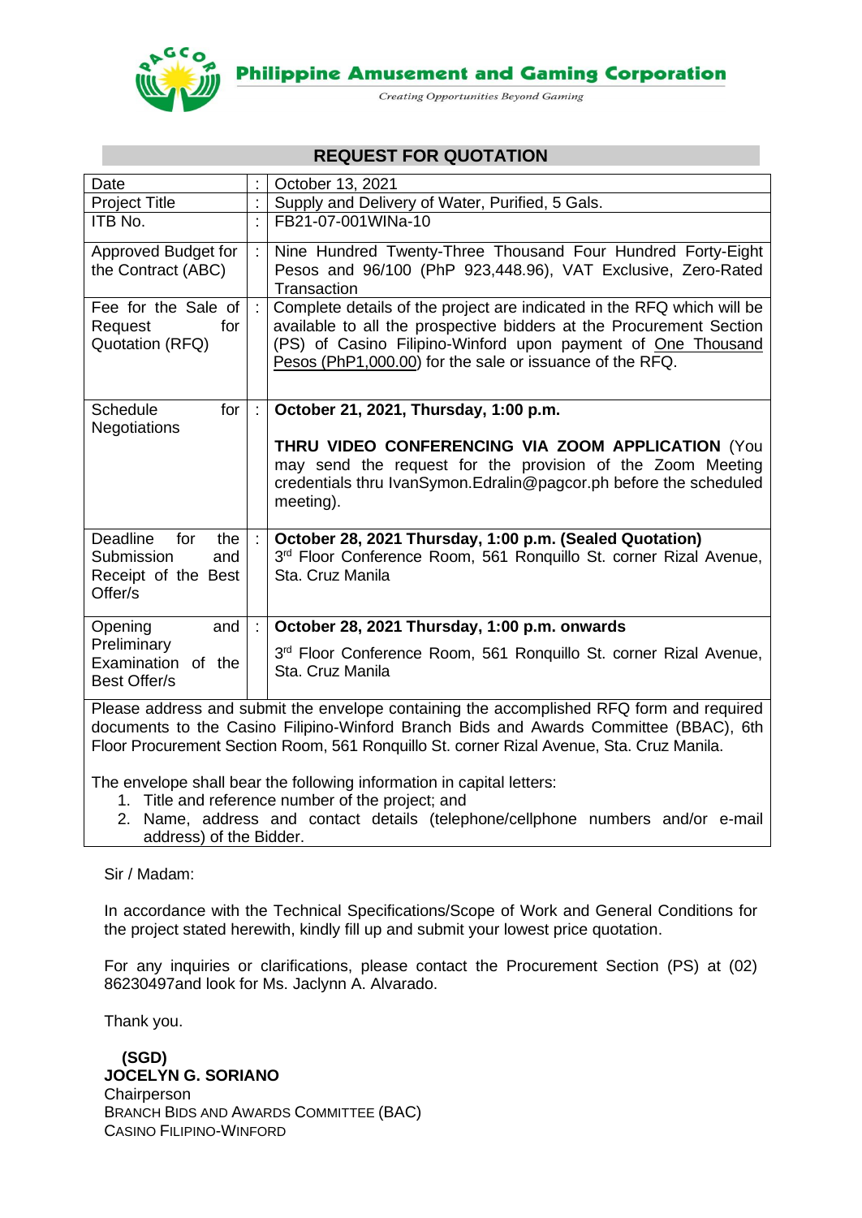**Philippine Amusement and Gaming Corporation**

*Creating Opportunities Beyond Gaming*

## REQUEST FOR QUOTATION

| | | |
|---|---|---|
| Date | : | October 13, 2021 |
| Project Title | : | Supply and Delivery of Water, Purified, 5 Gals. |
| ITB No. | : | FB21-07-001WINa-10 |
| Approved Budget for the Contract (ABC) | : | Nine Hundred Twenty-Three Thousand Four Hundred Forty-Eight Pesos and 96/100 (PhP 923,448.96), VAT Exclusive, Zero-Rated Transaction |
| Fee for the Sale of Request for Quotation (RFQ) | : | Complete details of the project are indicated in the RFQ which will be available to all the prospective bidders at the Procurement Section (PS) of Casino Filipino-Winford upon payment of <u>One Thousand Pesos (PhP1,000.00)</u> for the sale or issuance of the RFQ. |
| Schedule for Negotiations | : | **October 21, 2021, Thursday, 1:00 p.m.**<br><br>**THRU VIDEO CONFERENCING VIA ZOOM APPLICATION** (You may send the request for the provision of the Zoom Meeting credentials thru IvanSymon.Edralin@pagcor.ph before the scheduled meeting). |
| Deadline for the Submission and Receipt of the Best Offer/s | : | **October 28, 2021 Thursday, 1:00 p.m. (Sealed Quotation)**<br>3rd Floor Conference Room, 561 Ronquillo St. corner Rizal Avenue, Sta. Cruz Manila |
| Opening and Preliminary Examination of the Best Offer/s | : | **October 28, 2021 Thursday, 1:00 p.m. onwards**<br><br>3rd Floor Conference Room, 561 Ronquillo St. corner Rizal Avenue, Sta. Cruz Manila |

Please address and submit the envelope containing the accomplished RFQ form and required documents to the Casino Filipino-Winford Branch Bids and Awards Committee (BBAC), 6th Floor Procurement Section Room, 561 Ronquillo St. corner Rizal Avenue, Sta. Cruz Manila.

The envelope shall bear the following information in capital letters:

1. Title and reference number of the project; and
2. Name, address and contact details (telephone/cellphone numbers and/or e-mail address) of the Bidder.

Sir / Madam:

In accordance with the Technical Specifications/Scope of Work and General Conditions for the project stated herewith, kindly fill up and submit your lowest price quotation.

For any inquiries or clarifications, please contact the Procurement Section (PS) at (02) 86230497and look for Ms. Jaclynn A. Alvarado.

Thank you.

**(SGD)**
**JOCELYN G. SORIANO**
Chairperson
BRANCH BIDS AND AWARDS COMMITTEE (BAC)
CASINO FILIPINO-WINFORD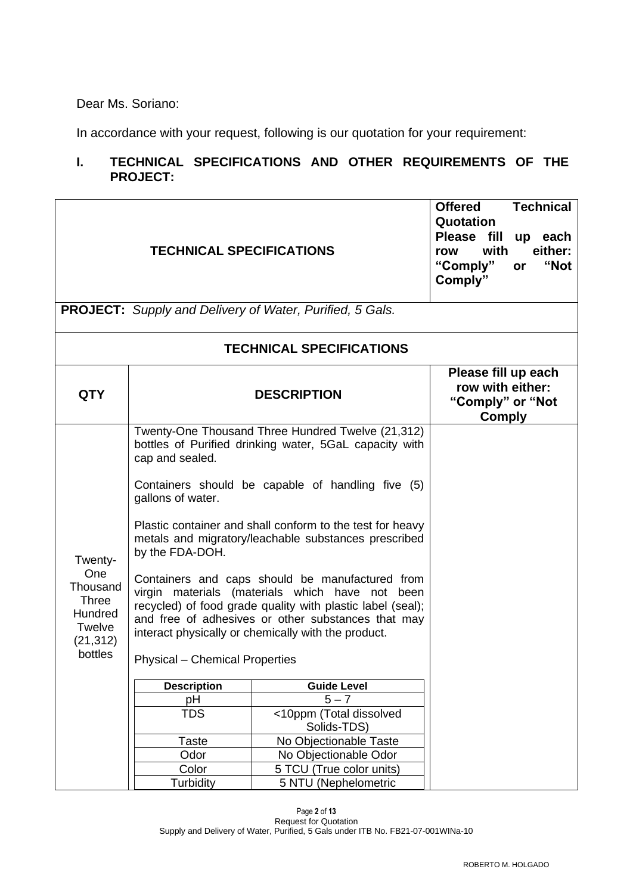Dear Ms. Soriano:

In accordance with your request, following is our quotation for your requirement:

## I. TECHNICAL SPECIFICATIONS AND OTHER REQUIREMENTS OF THE PROJECT:

| TECHNICAL SPECIFICATIONS | | Offered Technical Quotation<br>Please fill up each row with either: "Comply" or "Not Comply" |
|---|---|---|
| **PROJECT:** *Supply and Delivery of Water, Purified, 5 Gals.* | | |
| **TECHNICAL SPECIFICATIONS** | | |
| **QTY** | **DESCRIPTION** | **Please fill up each row with either: "Comply" or "Not Comply** |
| Twenty-One Thousand Three Hundred Twelve (21,312) bottles | Twenty-One Thousand Three Hundred Twelve (21,312) bottles of Purified drinking water, 5GaL capacity with cap and sealed.<br><br>Containers should be capable of handling five (5) gallons of water.<br><br>Plastic container and shall conform to the test for heavy metals and migratory/leachable substances prescribed by the FDA-DOH.<br><br>Containers and caps should be manufactured from virgin materials (materials which have not been recycled) of food grade quality with plastic label (seal); and free of adhesives or other substances that may interact physically or chemically with the product.<br><br>Physical – Chemical Properties | |

| Description | Guide Level |
|---|---|
| pH | 5 – 7 |
| TDS | <10ppm (Total dissolved Solids-TDS) |
| Taste | No Objectionable Taste |
| Odor | No Objectionable Odor |
| Color | 5 TCU (True color units) |
| Turbidity | 5 NTU (Nephelometric |

ROBERTO M. HOLGADO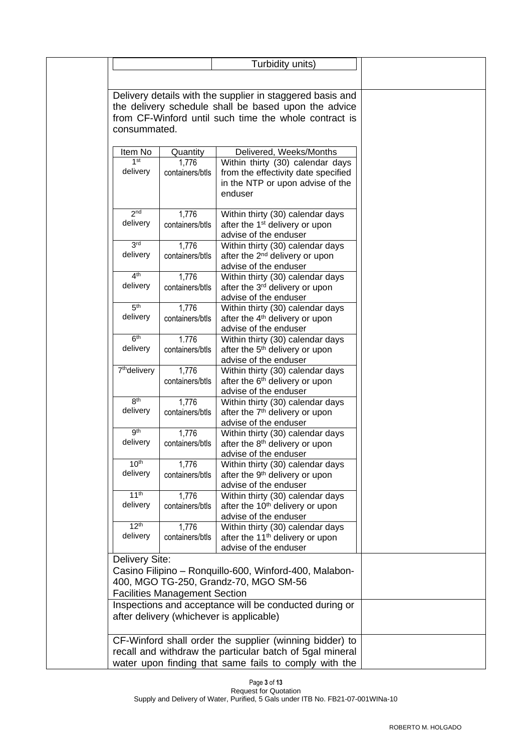| | Turbidity units) |
|---|---|

Delivery details with the supplier in staggered basis and the delivery schedule shall be based upon the advice from CF-Winford until such time the whole contract is consummated.

| Item No | Quantity | Delivered, Weeks/Months |
|---|---|---|
| 1st delivery | 1,776 containers/btls | Within thirty (30) calendar days from the effectivity date specified in the NTP or upon advise of the enduser |
| 2nd delivery | 1,776 containers/btls | Within thirty (30) calendar days after the 1st delivery or upon advise of the enduser |
| 3rd delivery | 1,776 containers/btls | Within thirty (30) calendar days after the 2nd delivery or upon advise of the enduser |
| 4th delivery | 1,776 containers/btls | Within thirty (30) calendar days after the 3rd delivery or upon advise of the enduser |
| 5th delivery | 1,776 containers/btls | Within thirty (30) calendar days after the 4th delivery or upon advise of the enduser |
| 6th delivery | 1.776 containers/btls | Within thirty (30) calendar days after the 5th delivery or upon advise of the enduser |
| 7thdelivery | 1,776 containers/btls | Within thirty (30) calendar days after the 6th delivery or upon advise of the enduser |
| 8th delivery | 1,776 containers/btls | Within thirty (30) calendar days after the 7th delivery or upon advise of the enduser |
| 9th delivery | 1,776 containers/btls | Within thirty (30) calendar days after the 8th delivery or upon advise of the enduser |
| 10th delivery | 1,776 containers/btls | Within thirty (30) calendar days after the 9th delivery or upon advise of the enduser |
| 11th delivery | 1,776 containers/btls | Within thirty (30) calendar days after the 10th delivery or upon advise of the enduser |
| 12th delivery | 1,776 containers/btls | Within thirty (30) calendar days after the 11th delivery or upon advise of the enduser |

Delivery Site:
Casino Filipino – Ronquillo-600, Winford-400, Malabon-400, MGO TG-250, Grandz-70, MGO SM-56
Facilities Management Section

Inspections and acceptance will be conducted during or after delivery (whichever is applicable)

CF-Winford shall order the supplier (winning bidder) to recall and withdraw the particular batch of 5gal mineral water upon finding that same fails to comply with the

Request for Quotation
Supply and Delivery of Water, Purified, 5 Gals under ITB No. FB21-07-001WINa-10

ROBERTO M. HOLGADO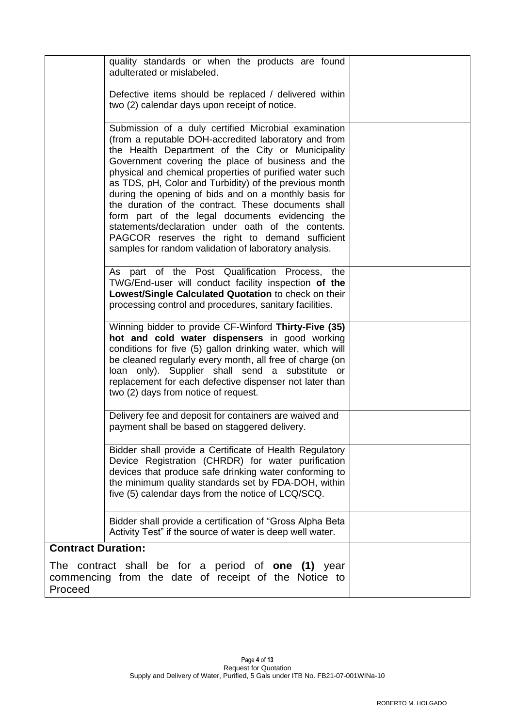| | | |
|---|---|---|
| | quality standards or when the products are found adulterated or mislabeled.<br><br>Defective items should be replaced / delivered within two (2) calendar days upon receipt of notice. | |
| | Submission of a duly certified Microbial examination (from a reputable DOH-accredited laboratory and from the Health Department of the City or Municipality Government covering the place of business and the physical and chemical properties of purified water such as TDS, pH, Color and Turbidity) of the previous month during the opening of bids and on a monthly basis for the duration of the contract. These documents shall form part of the legal documents evidencing the statements/declaration under oath of the contents. PAGCOR reserves the right to demand sufficient samples for random validation of laboratory analysis. | |
| | As part of the Post Qualification Process, the TWG/End-user will conduct facility inspection **of the Lowest/Single Calculated Quotation** to check on their processing control and procedures, sanitary facilities. | |
| | Winning bidder to provide CF-Winford **Thirty-Five (35) hot and cold water dispensers** in good working conditions for five (5) gallon drinking water, which will be cleaned regularly every month, all free of charge (on loan only). Supplier shall send a substitute or replacement for each defective dispenser not later than two (2) days from notice of request. | |
| | Delivery fee and deposit for containers are waived and payment shall be based on staggered delivery. | |
| | Bidder shall provide a Certificate of Health Regulatory Device Registration (CHRDR) for water purification devices that produce safe drinking water conforming to the minimum quality standards set by FDA-DOH, within five (5) calendar days from the notice of LCQ/SCQ. | |
| | Bidder shall provide a certification of "Gross Alpha Beta Activity Test" if the source of water is deep well water. | |
| **Contract Duration:**<br><br>The contract shall be for a period of **one (1)** year commencing from the date of receipt of the Notice to Proceed | | |

ROBERTO M. HOLGADO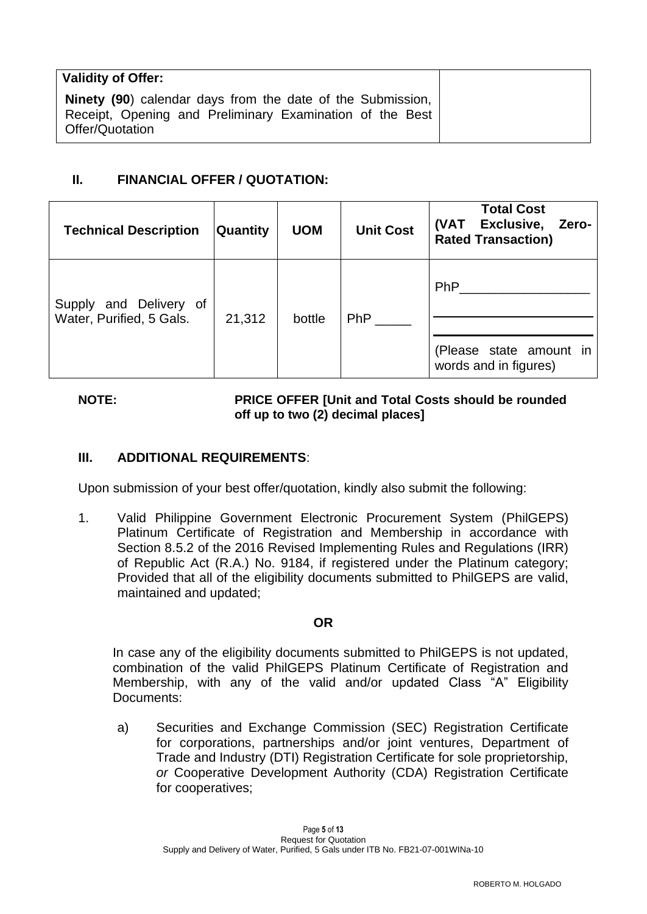| **Validity of Offer:** | |
|---|---|
| **Ninety (90**) calendar days from the date of the Submission, Receipt, Opening and Preliminary Examination of the Best Offer/Quotation | |

## II. FINANCIAL OFFER / QUOTATION:

| Technical Description | Quantity | UOM | Unit Cost | Total Cost (VAT Exclusive, Zero-Rated Transaction) |
|---|---|---|---|---|
| Supply and Delivery of Water, Purified, 5 Gals. | 21,312 | bottle | PhP _____ | PhP__________________ <br> ______________________ <br> ______________________ <br> (Please state amount in words and in figures) |

**NOTE:** **PRICE OFFER [Unit and Total Costs should be rounded off up to two (2) decimal places]**

## III. ADDITIONAL REQUIREMENTS:

Upon submission of your best offer/quotation, kindly also submit the following:

1. Valid Philippine Government Electronic Procurement System (PhilGEPS) Platinum Certificate of Registration and Membership in accordance with Section 8.5.2 of the 2016 Revised Implementing Rules and Regulations (IRR) of Republic Act (R.A.) No. 9184, if registered under the Platinum category; Provided that all of the eligibility documents submitted to PhilGEPS are valid, maintained and updated;

**OR**

In case any of the eligibility documents submitted to PhilGEPS is not updated, combination of the valid PhilGEPS Platinum Certificate of Registration and Membership, with any of the valid and/or updated Class "A" Eligibility Documents:

a) Securities and Exchange Commission (SEC) Registration Certificate for corporations, partnerships and/or joint ventures, Department of Trade and Industry (DTI) Registration Certificate for sole proprietorship, *or* Cooperative Development Authority (CDA) Registration Certificate for cooperatives;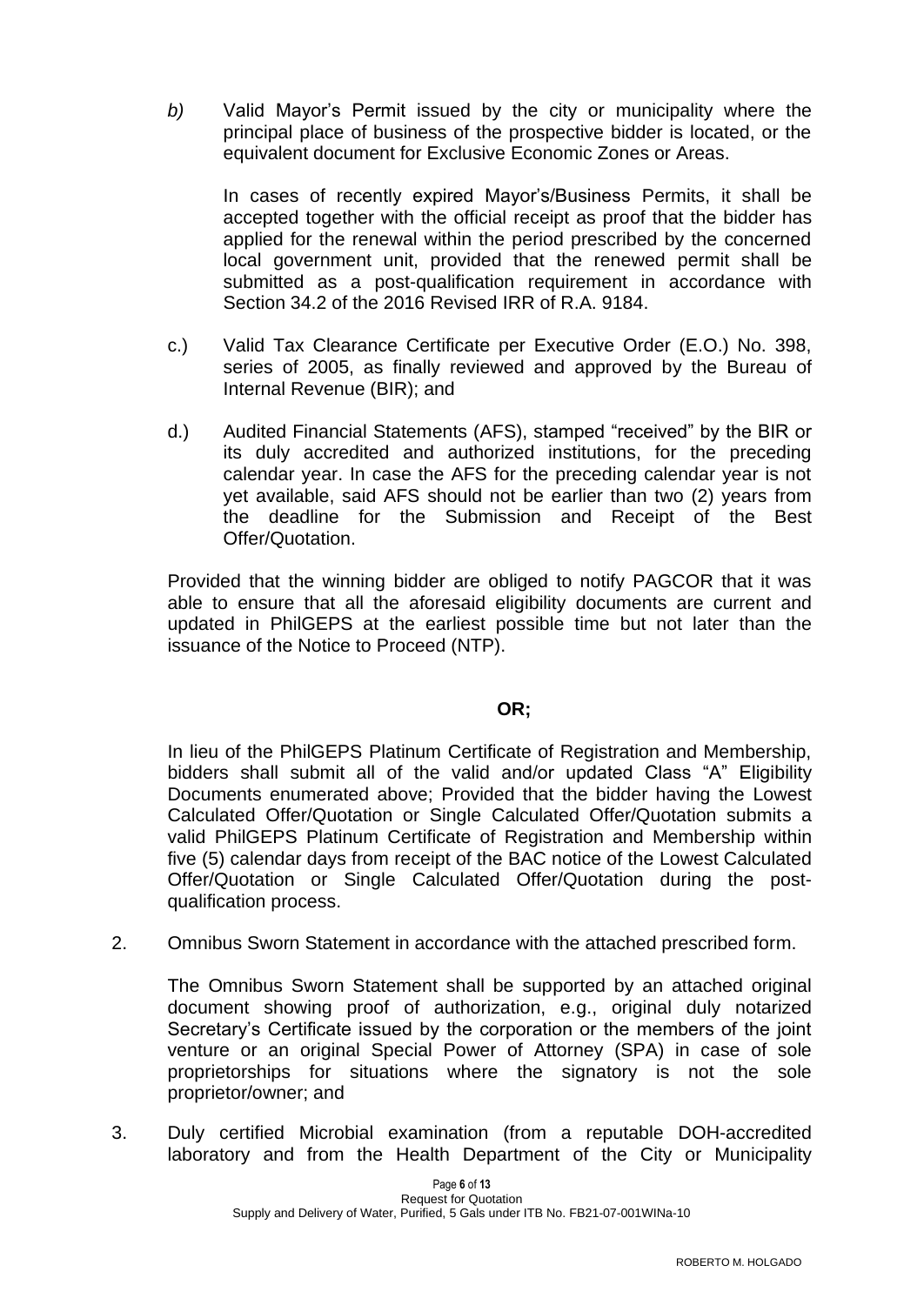*b)* Valid Mayor's Permit issued by the city or municipality where the principal place of business of the prospective bidder is located, or the equivalent document for Exclusive Economic Zones or Areas.

In cases of recently expired Mayor's/Business Permits, it shall be accepted together with the official receipt as proof that the bidder has applied for the renewal within the period prescribed by the concerned local government unit, provided that the renewed permit shall be submitted as a post-qualification requirement in accordance with Section 34.2 of the 2016 Revised IRR of R.A. 9184.

c.) Valid Tax Clearance Certificate per Executive Order (E.O.) No. 398, series of 2005, as finally reviewed and approved by the Bureau of Internal Revenue (BIR); and

d.) Audited Financial Statements (AFS), stamped "received" by the BIR or its duly accredited and authorized institutions, for the preceding calendar year. In case the AFS for the preceding calendar year is not yet available, said AFS should not be earlier than two (2) years from the deadline for the Submission and Receipt of the Best Offer/Quotation.

Provided that the winning bidder are obliged to notify PAGCOR that it was able to ensure that all the aforesaid eligibility documents are current and updated in PhilGEPS at the earliest possible time but not later than the issuance of the Notice to Proceed (NTP).

**OR;**

In lieu of the PhilGEPS Platinum Certificate of Registration and Membership, bidders shall submit all of the valid and/or updated Class "A" Eligibility Documents enumerated above; Provided that the bidder having the Lowest Calculated Offer/Quotation or Single Calculated Offer/Quotation submits a valid PhilGEPS Platinum Certificate of Registration and Membership within five (5) calendar days from receipt of the BAC notice of the Lowest Calculated Offer/Quotation or Single Calculated Offer/Quotation during the post-qualification process.

2. Omnibus Sworn Statement in accordance with the attached prescribed form.

   The Omnibus Sworn Statement shall be supported by an attached original document showing proof of authorization, e.g., original duly notarized Secretary's Certificate issued by the corporation or the members of the joint venture or an original Special Power of Attorney (SPA) in case of sole proprietorships for situations where the signatory is not the sole proprietor/owner; and

3. Duly certified Microbial examination (from a reputable DOH-accredited laboratory and from the Health Department of the City or Municipality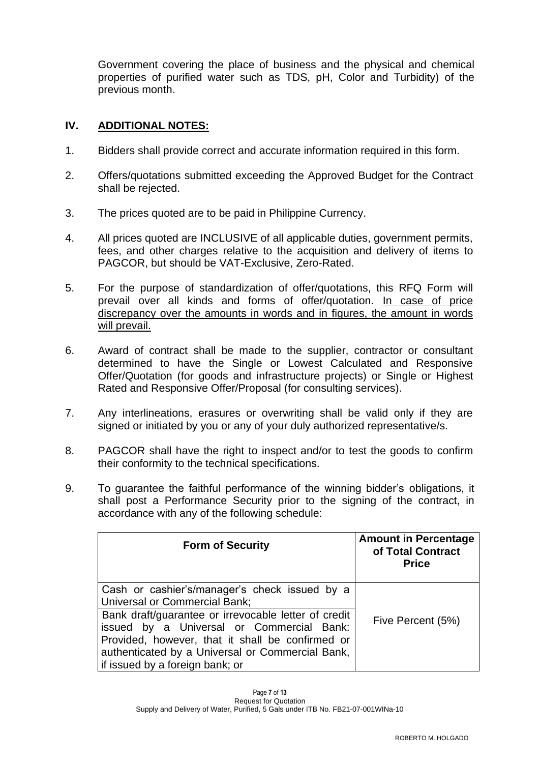Government covering the place of business and the physical and chemical properties of purified water such as TDS, pH, Color and Turbidity) of the previous month.

## IV. ADDITIONAL NOTES:

1. Bidders shall provide correct and accurate information required in this form.

2. Offers/quotations submitted exceeding the Approved Budget for the Contract shall be rejected.

3. The prices quoted are to be paid in Philippine Currency.

4. All prices quoted are INCLUSIVE of all applicable duties, government permits, fees, and other charges relative to the acquisition and delivery of items to PAGCOR, but should be VAT-Exclusive, Zero-Rated.

5. For the purpose of standardization of offer/quotations, this RFQ Form will prevail over all kinds and forms of offer/quotation. <u>In case of price discrepancy over the amounts in words and in figures, the amount in words will prevail.</u>

6. Award of contract shall be made to the supplier, contractor or consultant determined to have the Single or Lowest Calculated and Responsive Offer/Quotation (for goods and infrastructure projects) or Single or Highest Rated and Responsive Offer/Proposal (for consulting services).

7. Any interlineations, erasures or overwriting shall be valid only if they are signed or initiated by you or any of your duly authorized representative/s.

8. PAGCOR shall have the right to inspect and/or to test the goods to confirm their conformity to the technical specifications.

9. To guarantee the faithful performance of the winning bidder's obligations, it shall post a Performance Security prior to the signing of the contract, in accordance with any of the following schedule:

| Form of Security | Amount in Percentage of Total Contract Price |
|---|---|
| Cash or cashier's/manager's check issued by a Universal or Commercial Bank; | Five Percent (5%) |
| Bank draft/guarantee or irrevocable letter of credit issued by a Universal or Commercial Bank: Provided, however, that it shall be confirmed or authenticated by a Universal or Commercial Bank, if issued by a foreign bank; or | |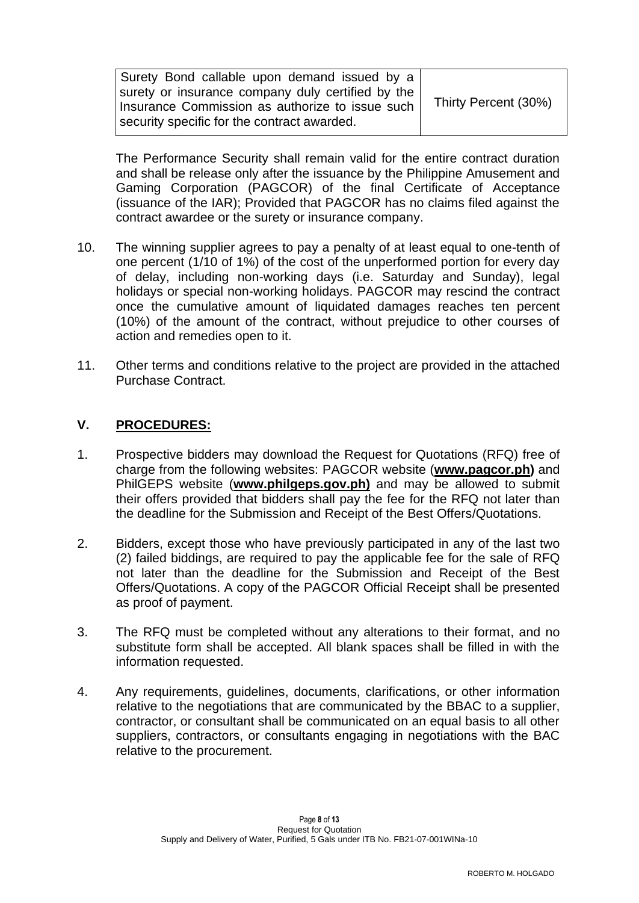| Surety Bond callable upon demand issued by a surety or insurance company duly certified by the Insurance Commission as authorize to issue such security specific for the contract awarded. | Thirty Percent (30%) |
|---|---|

The Performance Security shall remain valid for the entire contract duration and shall be release only after the issuance by the Philippine Amusement and Gaming Corporation (PAGCOR) of the final Certificate of Acceptance (issuance of the IAR); Provided that PAGCOR has no claims filed against the contract awardee or the surety or insurance company.

10. The winning supplier agrees to pay a penalty of at least equal to one-tenth of one percent (1/10 of 1%) of the cost of the unperformed portion for every day of delay, including non-working days (i.e. Saturday and Sunday), legal holidays or special non-working holidays. PAGCOR may rescind the contract once the cumulative amount of liquidated damages reaches ten percent (10%) of the amount of the contract, without prejudice to other courses of action and remedies open to it.

11. Other terms and conditions relative to the project are provided in the attached Purchase Contract.

## V. PROCEDURES:

1. Prospective bidders may download the Request for Quotations (RFQ) free of charge from the following websites: PAGCOR website (**www.pagcor.ph)** and PhilGEPS website (**www.philgeps.gov.ph)** and may be allowed to submit their offers provided that bidders shall pay the fee for the RFQ not later than the deadline for the Submission and Receipt of the Best Offers/Quotations.

2. Bidders, except those who have previously participated in any of the last two (2) failed biddings, are required to pay the applicable fee for the sale of RFQ not later than the deadline for the Submission and Receipt of the Best Offers/Quotations. A copy of the PAGCOR Official Receipt shall be presented as proof of payment.

3. The RFQ must be completed without any alterations to their format, and no substitute form shall be accepted. All blank spaces shall be filled in with the information requested.

4. Any requirements, guidelines, documents, clarifications, or other information relative to the negotiations that are communicated by the BBAC to a supplier, contractor, or consultant shall be communicated on an equal basis to all other suppliers, contractors, or consultants engaging in negotiations with the BAC relative to the procurement.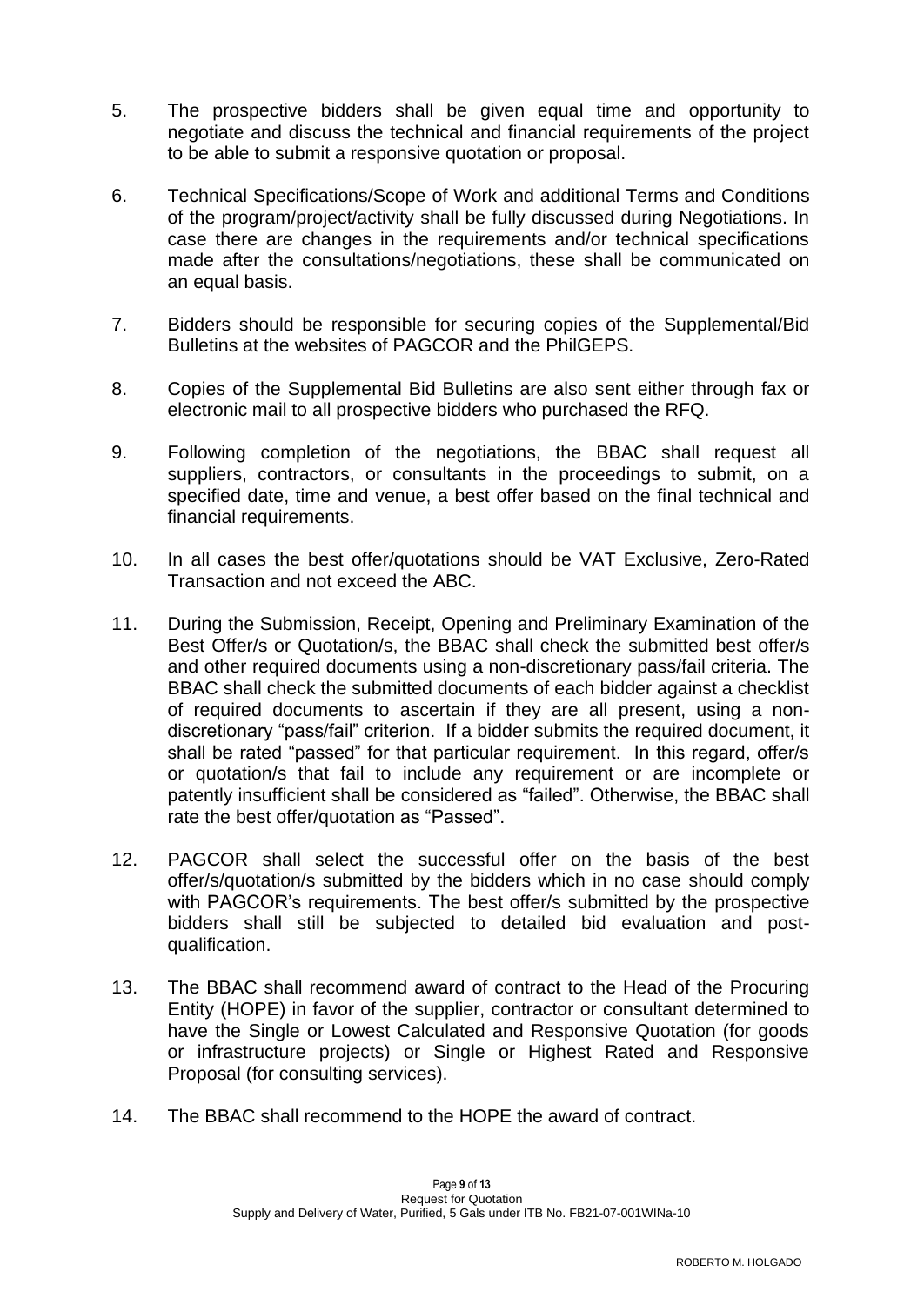5. The prospective bidders shall be given equal time and opportunity to negotiate and discuss the technical and financial requirements of the project to be able to submit a responsive quotation or proposal.

6. Technical Specifications/Scope of Work and additional Terms and Conditions of the program/project/activity shall be fully discussed during Negotiations. In case there are changes in the requirements and/or technical specifications made after the consultations/negotiations, these shall be communicated on an equal basis.

7. Bidders should be responsible for securing copies of the Supplemental/Bid Bulletins at the websites of PAGCOR and the PhilGEPS.

8. Copies of the Supplemental Bid Bulletins are also sent either through fax or electronic mail to all prospective bidders who purchased the RFQ.

9. Following completion of the negotiations, the BBAC shall request all suppliers, contractors, or consultants in the proceedings to submit, on a specified date, time and venue, a best offer based on the final technical and financial requirements.

10. In all cases the best offer/quotations should be VAT Exclusive, Zero-Rated Transaction and not exceed the ABC.

11. During the Submission, Receipt, Opening and Preliminary Examination of the Best Offer/s or Quotation/s, the BBAC shall check the submitted best offer/s and other required documents using a non-discretionary pass/fail criteria. The BBAC shall check the submitted documents of each bidder against a checklist of required documents to ascertain if they are all present, using a non-discretionary "pass/fail" criterion. If a bidder submits the required document, it shall be rated "passed" for that particular requirement. In this regard, offer/s or quotation/s that fail to include any requirement or are incomplete or patently insufficient shall be considered as "failed". Otherwise, the BBAC shall rate the best offer/quotation as "Passed".

12. PAGCOR shall select the successful offer on the basis of the best offer/s/quotation/s submitted by the bidders which in no case should comply with PAGCOR's requirements. The best offer/s submitted by the prospective bidders shall still be subjected to detailed bid evaluation and post-qualification.

13. The BBAC shall recommend award of contract to the Head of the Procuring Entity (HOPE) in favor of the supplier, contractor or consultant determined to have the Single or Lowest Calculated and Responsive Quotation (for goods or infrastructure projects) or Single or Highest Rated and Responsive Proposal (for consulting services).

14. The BBAC shall recommend to the HOPE the award of contract.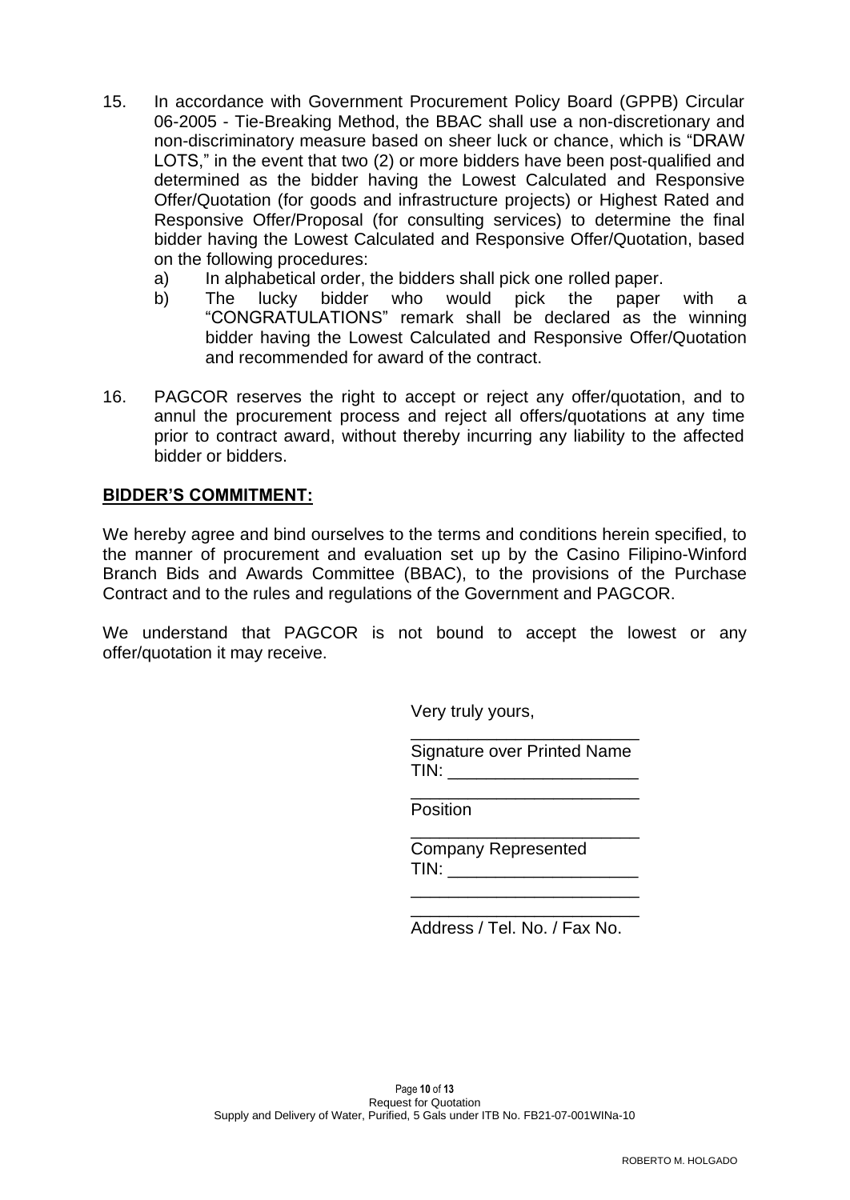15. In accordance with Government Procurement Policy Board (GPPB) Circular 06-2005 - Tie-Breaking Method, the BBAC shall use a non-discretionary and non-discriminatory measure based on sheer luck or chance, which is "DRAW LOTS," in the event that two (2) or more bidders have been post-qualified and determined as the bidder having the Lowest Calculated and Responsive Offer/Quotation (for goods and infrastructure projects) or Highest Rated and Responsive Offer/Proposal (for consulting services) to determine the final bidder having the Lowest Calculated and Responsive Offer/Quotation, based on the following procedures:
    a) In alphabetical order, the bidders shall pick one rolled paper.
    b) The lucky bidder who would pick the paper with a "CONGRATULATIONS" remark shall be declared as the winning bidder having the Lowest Calculated and Responsive Offer/Quotation and recommended for award of the contract.

16. PAGCOR reserves the right to accept or reject any offer/quotation, and to annul the procurement process and reject all offers/quotations at any time prior to contract award, without thereby incurring any liability to the affected bidder or bidders.

**BIDDER'S COMMITMENT:**

We hereby agree and bind ourselves to the terms and conditions herein specified, to the manner of procurement and evaluation set up by the Casino Filipino-Winford Branch Bids and Awards Committee (BBAC), to the provisions of the Purchase Contract and to the rules and regulations of the Government and PAGCOR.

We understand that PAGCOR is not bound to accept the lowest or any offer/quotation it may receive.

Very truly yours,

________________________
Signature over Printed Name
TIN: ____________________

________________________
Position

________________________
Company Represented
TIN: ____________________

________________________
________________________
Address / Tel. No. / Fax No.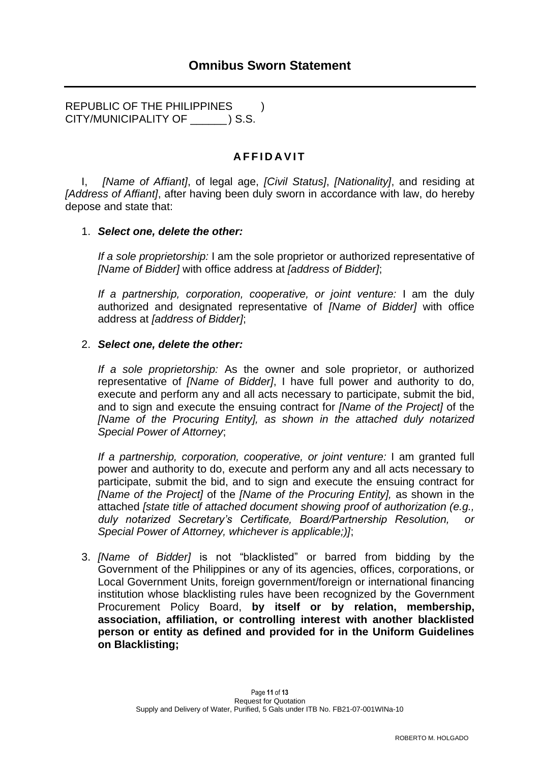# Omnibus Sworn Statement

REPUBLIC OF THE PHILIPPINES )
CITY/MUNICIPALITY OF ______ ) S.S.

## AFFIDAVIT

I, *[Name of Affiant]*, of legal age, *[Civil Status]*, *[Nationality]*, and residing at *[Address of Affiant]*, after having been duly sworn in accordance with law, do hereby depose and state that:

1. ***Select one, delete the other:***

   *If a sole proprietorship:* I am the sole proprietor or authorized representative of *[Name of Bidder]* with office address at *[address of Bidder]*;

   *If a partnership, corporation, cooperative, or joint venture:* I am the duly authorized and designated representative of *[Name of Bidder]* with office address at *[address of Bidder]*;

2. ***Select one, delete the other:***

   *If a sole proprietorship:* As the owner and sole proprietor, or authorized representative of *[Name of Bidder]*, I have full power and authority to do, execute and perform any and all acts necessary to participate, submit the bid, and to sign and execute the ensuing contract for *[Name of the Project]* of the *[Name of the Procuring Entity], as shown in the attached duly notarized Special Power of Attorney*;

   *If a partnership, corporation, cooperative, or joint venture:* I am granted full power and authority to do, execute and perform any and all acts necessary to participate, submit the bid, and to sign and execute the ensuing contract for *[Name of the Project]* of the *[Name of the Procuring Entity],* as shown in the attached *[state title of attached document showing proof of authorization (e.g., duly notarized Secretary's Certificate, Board/Partnership Resolution, or Special Power of Attorney, whichever is applicable;)]*;

3. *[Name of Bidder]* is not "blacklisted" or barred from bidding by the Government of the Philippines or any of its agencies, offices, corporations, or Local Government Units, foreign government/foreign or international financing institution whose blacklisting rules have been recognized by the Government Procurement Policy Board, **by itself or by relation, membership, association, affiliation, or controlling interest with another blacklisted person or entity as defined and provided for in the Uniform Guidelines on Blacklisting;**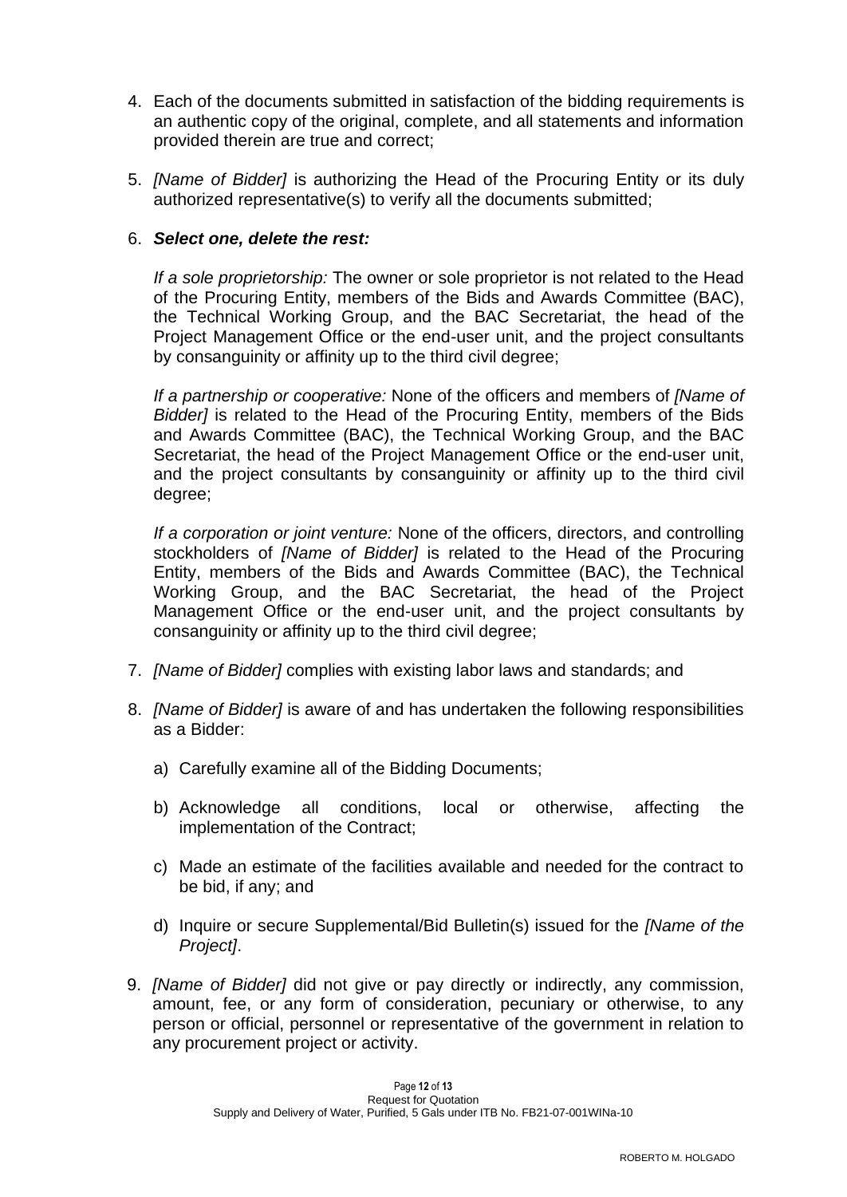4. Each of the documents submitted in satisfaction of the bidding requirements is an authentic copy of the original, complete, and all statements and information provided therein are true and correct;

5. *[Name of Bidder]* is authorizing the Head of the Procuring Entity or its duly authorized representative(s) to verify all the documents submitted;

6. ***Select one, delete the rest:***

   *If a sole proprietorship:* The owner or sole proprietor is not related to the Head of the Procuring Entity, members of the Bids and Awards Committee (BAC), the Technical Working Group, and the BAC Secretariat, the head of the Project Management Office or the end-user unit, and the project consultants by consanguinity or affinity up to the third civil degree;

   *If a partnership or cooperative:* None of the officers and members of *[Name of Bidder]* is related to the Head of the Procuring Entity, members of the Bids and Awards Committee (BAC), the Technical Working Group, and the BAC Secretariat, the head of the Project Management Office or the end-user unit, and the project consultants by consanguinity or affinity up to the third civil degree;

   *If a corporation or joint venture:* None of the officers, directors, and controlling stockholders of *[Name of Bidder]* is related to the Head of the Procuring Entity, members of the Bids and Awards Committee (BAC), the Technical Working Group, and the BAC Secretariat, the head of the Project Management Office or the end-user unit, and the project consultants by consanguinity or affinity up to the third civil degree;

7. *[Name of Bidder]* complies with existing labor laws and standards; and

8. *[Name of Bidder]* is aware of and has undertaken the following responsibilities as a Bidder:

   a) Carefully examine all of the Bidding Documents;

   b) Acknowledge all conditions, local or otherwise, affecting the implementation of the Contract;

   c) Made an estimate of the facilities available and needed for the contract to be bid, if any; and

   d) Inquire or secure Supplemental/Bid Bulletin(s) issued for the *[Name of the Project]*.

9. *[Name of Bidder]* did not give or pay directly or indirectly, any commission, amount, fee, or any form of consideration, pecuniary or otherwise, to any person or official, personnel or representative of the government in relation to any procurement project or activity.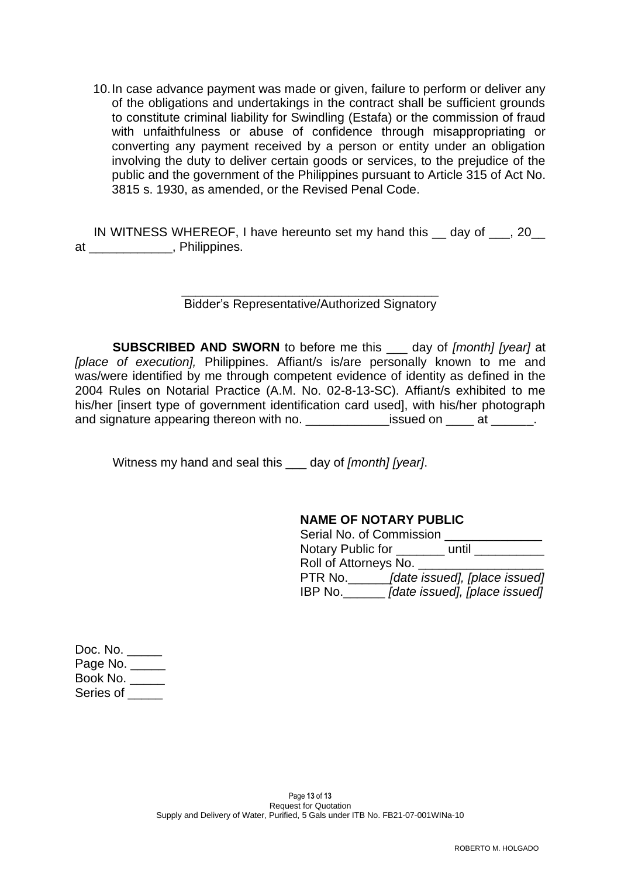10. In case advance payment was made or given, failure to perform or deliver any of the obligations and undertakings in the contract shall be sufficient grounds to constitute criminal liability for Swindling (Estafa) or the commission of fraud with unfaithfulness or abuse of confidence through misappropriating or converting any payment received by a person or entity under an obligation involving the duty to deliver certain goods or services, to the prejudice of the public and the government of the Philippines pursuant to Article 315 of Act No. 3815 s. 1930, as amended, or the Revised Penal Code.

IN WITNESS WHEREOF, I have hereunto set my hand this __ day of ___, 20__ at ____________, Philippines.

_____________________________________
Bidder's Representative/Authorized Signatory

**SUBSCRIBED AND SWORN** to before me this ___ day of *[month] [year]* at *[place of execution],* Philippines. Affiant/s is/are personally known to me and was/were identified by me through competent evidence of identity as defined in the 2004 Rules on Notarial Practice (A.M. No. 02-8-13-SC). Affiant/s exhibited to me his/her [insert type of government identification card used], with his/her photograph and signature appearing thereon with no. ____________issued on ____ at ______.

Witness my hand and seal this ___ day of *[month] [year]*.

**NAME OF NOTARY PUBLIC**
Serial No. of Commission ______________
Notary Public for _______ until __________
Roll of Attorneys No. __________________
PTR No.______*[date issued], [place issued]*
IBP No.______ *[date issued], [place issued]*

Doc. No. _____
Page No. _____
Book No. _____
Series of _____

Request for Quotation
Supply and Delivery of Water, Purified, 5 Gals under ITB No. FB21-07-001WINa-10

ROBERTO M. HOLGADO